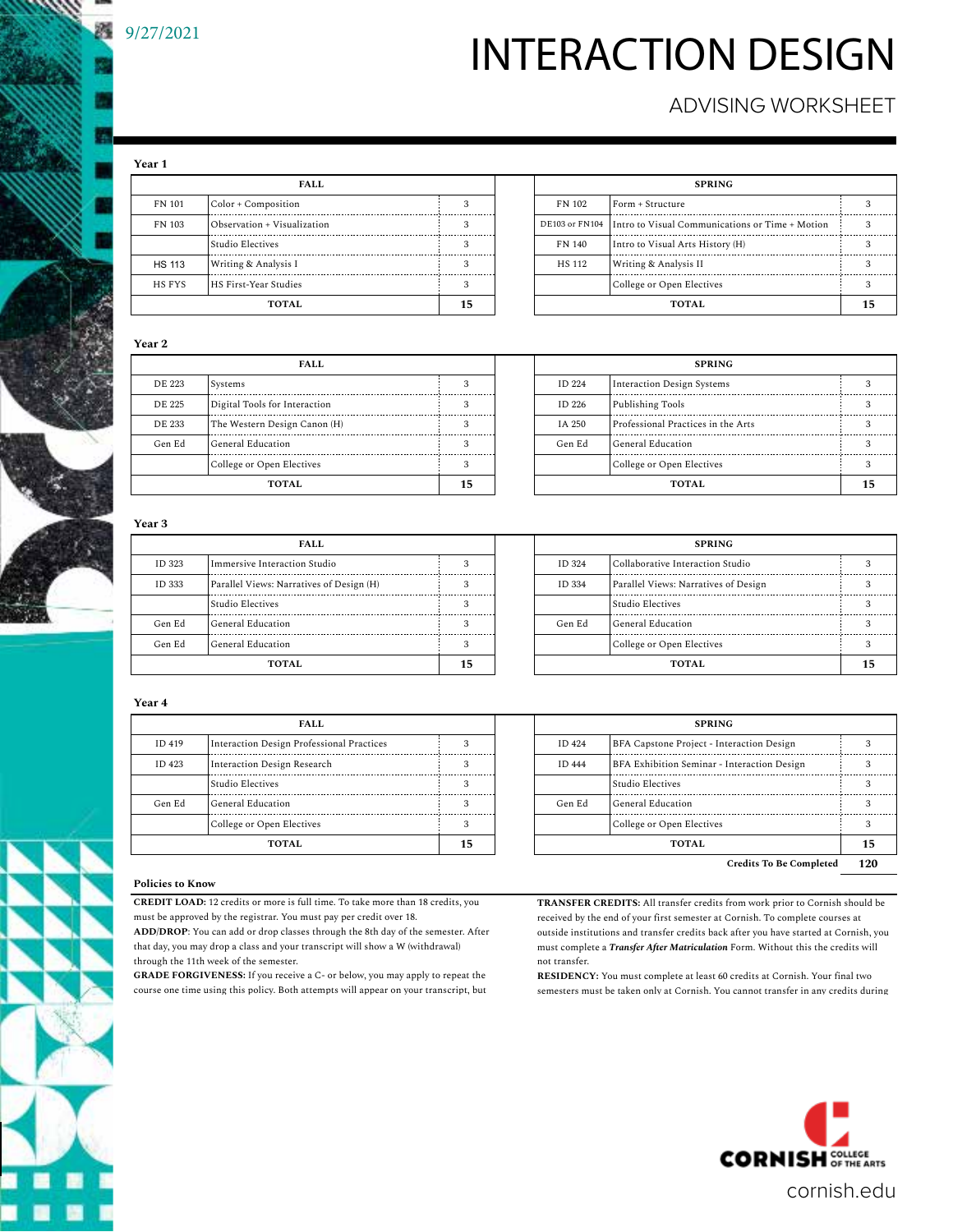9/27/2021

# INTERACTION DESIGN

## ADVISING WORKSHEET

### Year 1

| FALL | | | SPRING | | |
|---|---|---|---|---|---|
| FN 101 | Color + Composition | 3 | FN 102 | Form + Structure | 3 |
| FN 103 | Observation + Visualization | 3 | DE103 or FN104 | Intro to Visual Communications or Time + Motion | 3 |
| | Studio Electives | 3 | FN 140 | Intro to Visual Arts History (H) | 3 |
| HS 113 | Writing & Analysis I | 3 | HS 112 | Writing & Analysis II | 3 |
| HS FYS | HS First-Year Studies | 3 | | College or Open Electives | 3 |
| | **TOTAL** | **15** | | **TOTAL** | **15** |

### Year 2

| FALL | | | SPRING | | |
|---|---|---|---|---|---|
| DE 223 | Systems | 3 | ID 224 | Interaction Design Systems | 3 |
| DE 225 | Digital Tools for Interaction | 3 | ID 226 | Publishing Tools | 3 |
| DE 233 | The Western Design Canon (H) | 3 | IA 250 | Professional Practices in the Arts | 3 |
| Gen Ed | General Education | 3 | Gen Ed | General Education | 3 |
| | College or Open Electives | 3 | | College or Open Electives | 3 |
| | **TOTAL** | **15** | | **TOTAL** | **15** |

### Year 3

| FALL | | | SPRING | | |
|---|---|---|---|---|---|
| ID 323 | Immersive Interaction Studio | 3 | ID 324 | Collaborative Interaction Studio | 3 |
| ID 333 | Parallel Views: Narratives of Design (H) | 3 | ID 334 | Parallel Views: Narratives of Design | 3 |
| | Studio Electives | 3 | | Studio Electives | 3 |
| Gen Ed | General Education | 3 | Gen Ed | General Education | 3 |
| Gen Ed | General Education | 3 | | College or Open Electives | 3 |
| | **TOTAL** | **15** | | **TOTAL** | **15** |

### Year 4

| FALL | | | SPRING | | |
|---|---|---|---|---|---|
| ID 419 | Interaction Design Professional Practices | 3 | ID 424 | BFA Capstone Project - Interaction Design | 3 |
| ID 423 | Interaction Design Research | 3 | ID 444 | BFA Exhibition Seminar - Interaction Design | 3 |
| | Studio Electives | 3 | | Studio Electives | 3 |
| Gen Ed | General Education | 3 | Gen Ed | General Education | 3 |
| | College or Open Electives | 3 | | College or Open Electives | 3 |
| | **TOTAL** | **15** | | **TOTAL** | **15** |

**Credits To Be Completed** **120**

### Policies to Know

**CREDIT LOAD:** 12 credits or more is full time. To take more than 18 credits, you must be approved by the registrar. You must pay per credit over 18.

**ADD/DROP**: You can add or drop classes through the 8th day of the semester. After that day, you may drop a class and your transcript will show a W (withdrawal) through the 11th week of the semester.

**GRADE FORGIVENESS:** If you receive a C- or below, you may apply to repeat the course one time using this policy. Both attempts will appear on your transcript, but

**TRANSFER CREDITS:** All transfer credits from work prior to Cornish should be received by the end of your first semester at Cornish. To complete courses at outside institutions and transfer credits back after you have started at Cornish, you must complete a ***Transfer After Matriculation*** Form. Without this the credits will not transfer.

**RESIDENCY:** You must complete at least 60 credits at Cornish. Your final two semesters must be taken only at Cornish. You cannot transfer in any credits during

CORNISH COLLEGE OF THE ARTS

cornish.edu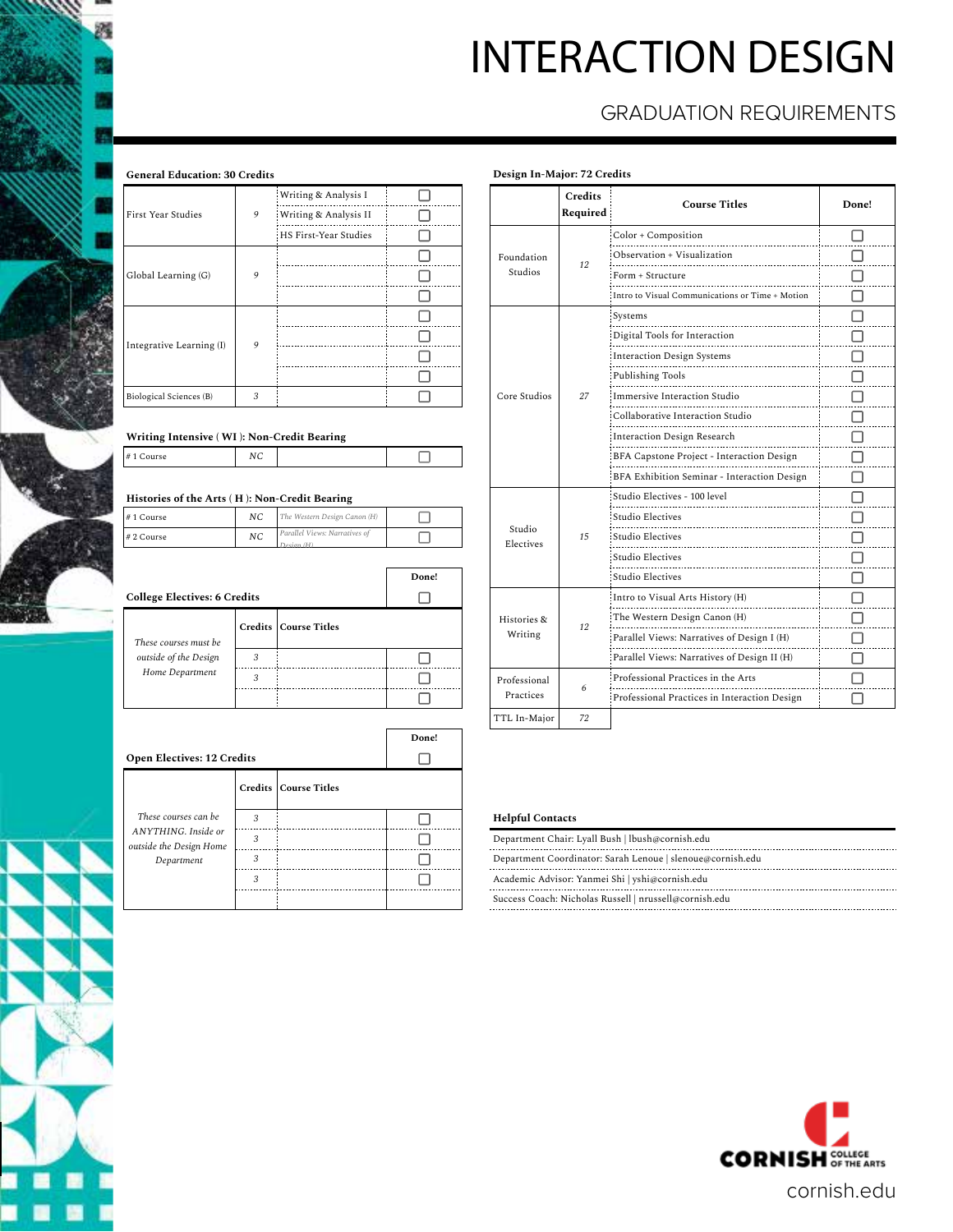# INTERACTION DESIGN

## GRADUATION REQUIREMENTS

### General Education: 30 Credits

| | | | |
|---|---|---|---|
| First Year Studies | 9 | Writing & Analysis I | ☐ |
| | | Writing & Analysis II | ☐ |
| | | HS First-Year Studies | ☐ |
| Global Learning (G) | 9 | | ☐ |
| | | | ☐ |
| | | | ☐ |
| Integrative Learning (I) | 9 | | ☐ |
| | | | ☐ |
| | | | ☐ |
| | | | ☐ |
| Biological Sciences (B) | 3 | | ☐ |

### Writing Intensive ( WI ): Non-Credit Bearing

| | | | |
|---|---|---|---|
| # 1 Course | NC | | ☐ |

### Histories of the Arts ( H ): Non-Credit Bearing

| | | | |
|---|---|---|---|
| # 1 Course | NC | *The Western Design Canon (H)* | ☐ |
| # 2 Course | NC | *Parallel Views: Narratives of Design (H)* | ☐ |

### College Electives: 6 Credits

Done! ☐

| | Credits | Course Titles | |
|---|---|---|---|
| *These courses must be outside of the Design Home Department* | 3 | | ☐ |
| | 3 | | ☐ |
| | | | ☐ |

### Open Electives: 12 Credits

Done! ☐

| | Credits | Course Titles | |
|---|---|---|---|
| *These courses can be ANYTHING. Inside or outside the Design Home Department* | 3 | | ☐ |
| | 3 | | ☐ |
| | 3 | | ☐ |
| | 3 | | ☐ |
| | | | |

### Design In-Major: 72 Credits

| | Credits Required | Course Titles | Done! |
|---|---|---|---|
| Foundation Studios | 12 | Color + Composition | ☐ |
| | | Observation + Visualization | ☐ |
| | | Form + Structure | ☐ |
| | | Intro to Visual Communications or Time + Motion | ☐ |
| Core Studios | 27 | Systems | ☐ |
| | | Digital Tools for Interaction | ☐ |
| | | Interaction Design Systems | ☐ |
| | | Publishing Tools | ☐ |
| | | Immersive Interaction Studio | ☐ |
| | | Collaborative Interaction Studio | ☐ |
| | | Interaction Design Research | ☐ |
| | | BFA Capstone Project - Interaction Design | ☐ |
| | | BFA Exhibition Seminar - Interaction Design | ☐ |
| Studio Electives | 15 | Studio Electives - 100 level | ☐ |
| | | Studio Electives | ☐ |
| | | Studio Electives | ☐ |
| | | Studio Electives | ☐ |
| | | Studio Electives | ☐ |
| Histories & Writing | 12 | Intro to Visual Arts History (H) | ☐ |
| | | The Western Design Canon (H) | ☐ |
| | | Parallel Views: Narratives of Design I (H) | ☐ |
| | | Parallel Views: Narratives of Design II (H) | ☐ |
| Professional Practices | 6 | Professional Practices in the Arts | ☐ |
| | | Professional Practices in Interaction Design | ☐ |
| TTL In-Major | 72 | | |

### Helpful Contacts

Department Chair: Lyall Bush | lbush@cornish.edu

Department Coordinator: Sarah Lenoue | slenoue@cornish.edu

Academic Advisor: Yanmei Shi | yshi@cornish.edu

Success Coach: Nicholas Russell | nrussell@cornish.edu

CORNISH COLLEGE OF THE ARTS

cornish.edu